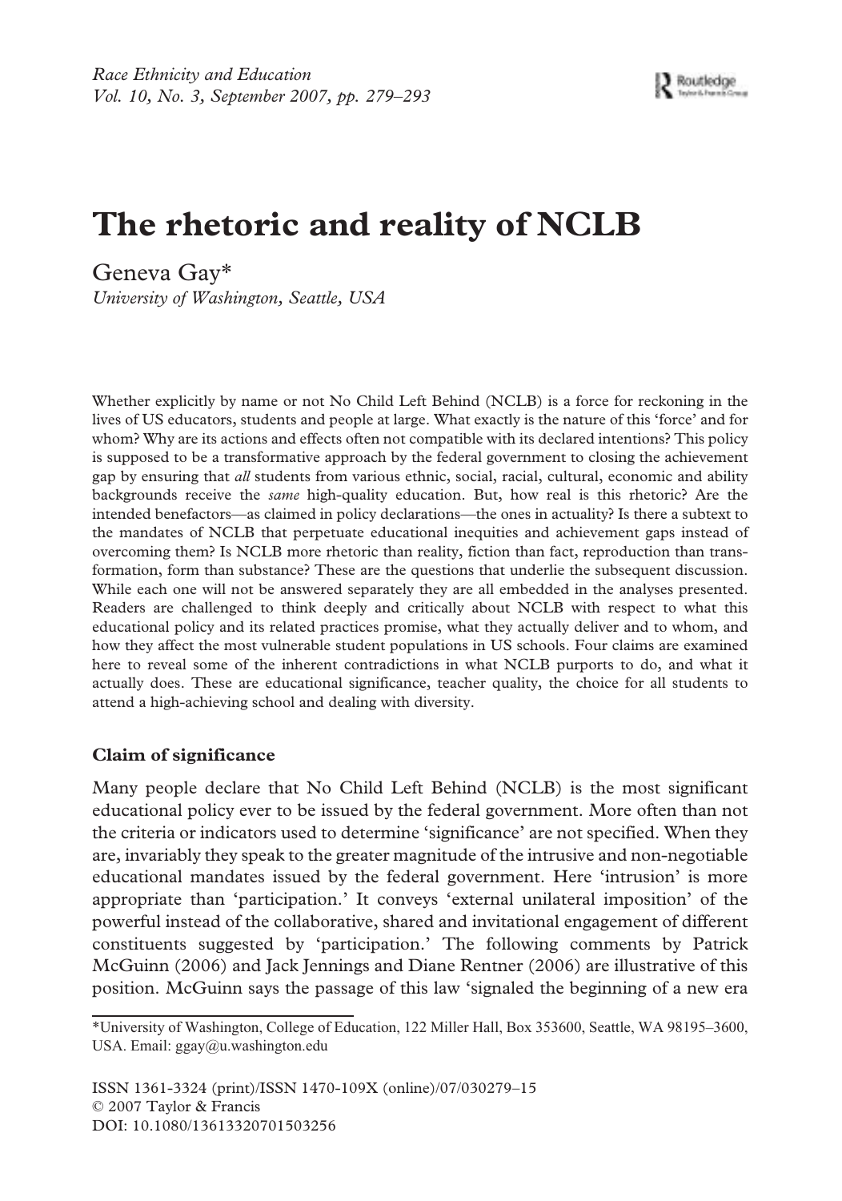# The rhetoric and reality of NCLB

Geneva Gay*

*University of Washington, Seattle, USA*

Whether explicitly by name or not No Child Left Behind (NCLB) is a force for reckoning in the lives of US educators, students and people at large. What exactly is the nature of this 'force' and for whom? Why are its actions and effects often not compatible with its declared intentions? This policy is supposed to be a transformative approach by the federal government to closing the achievement gap by ensuring that *all* students from various ethnic, social, racial, cultural, economic and ability backgrounds receive the *same* high-quality education. But, how real is this rhetoric? Are the intended benefactors—as claimed in policy declarations—the ones in actuality? Is there a subtext to the mandates of NCLB that perpetuate educational inequities and achievement gaps instead of overcoming them? Is NCLB more rhetoric than reality, fiction than fact, reproduction than transformation, form than substance? These are the questions that underlie the subsequent discussion. While each one will not be answered separately they are all embedded in the analyses presented. Readers are challenged to think deeply and critically about NCLB with respect to what this educational policy and its related practices promise, what they actually deliver and to whom, and how they affect the most vulnerable student populations in US schools. Four claims are examined here to reveal some of the inherent contradictions in what NCLB purports to do, and what it actually does. These are educational significance, teacher quality, the choice for all students to attend a high-achieving school and dealing with diversity.

## Claim of significance

Many people declare that No Child Left Behind (NCLB) is the most significant educational policy ever to be issued by the federal government. More often than not the criteria or indicators used to determine 'significance' are not specified. When they are, invariably they speak to the greater magnitude of the intrusive and non-negotiable educational mandates issued by the federal government. Here 'intrusion' is more appropriate than 'participation.' It conveys 'external unilateral imposition' of the powerful instead of the collaborative, shared and invitational engagement of different constituents suggested by 'participation.' The following comments by Patrick McGuinn (2006) and Jack Jennings and Diane Rentner (2006) are illustrative of this position. McGuinn says the passage of this law 'signaled the beginning of a new era

---

*University of Washington, College of Education, 122 Miller Hall, Box 353600, Seattle, WA 98195–3600, USA. Email: ggay@u.washington.edu

ISSN 1361-3324 (print)/ISSN 1470-109X (online)/07/030279–15
© 2007 Taylor & Francis
DOI: 10.1080/13613320701503256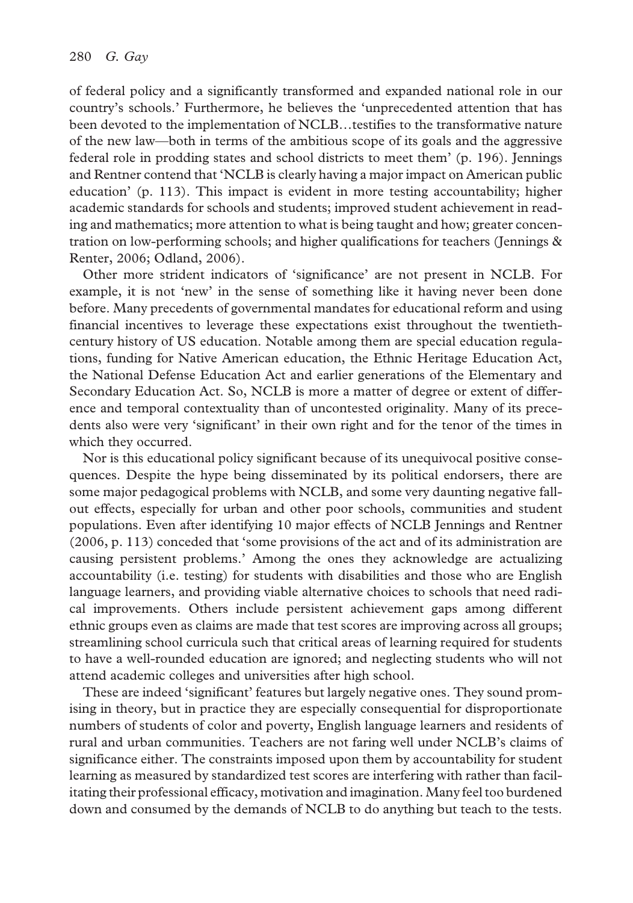of federal policy and a significantly transformed and expanded national role in our country's schools.' Furthermore, he believes the 'unprecedented attention that has been devoted to the implementation of NCLB…testifies to the transformative nature of the new law—both in terms of the ambitious scope of its goals and the aggressive federal role in prodding states and school districts to meet them' (p. 196). Jennings and Rentner contend that 'NCLB is clearly having a major impact on American public education' (p. 113). This impact is evident in more testing accountability; higher academic standards for schools and students; improved student achievement in reading and mathematics; more attention to what is being taught and how; greater concentration on low-performing schools; and higher qualifications for teachers (Jennings & Renter, 2006; Odland, 2006).

Other more strident indicators of 'significance' are not present in NCLB. For example, it is not 'new' in the sense of something like it having never been done before. Many precedents of governmental mandates for educational reform and using financial incentives to leverage these expectations exist throughout the twentieth-century history of US education. Notable among them are special education regulations, funding for Native American education, the Ethnic Heritage Education Act, the National Defense Education Act and earlier generations of the Elementary and Secondary Education Act. So, NCLB is more a matter of degree or extent of difference and temporal contextuality than of uncontested originality. Many of its precedents also were very 'significant' in their own right and for the tenor of the times in which they occurred.

Nor is this educational policy significant because of its unequivocal positive consequences. Despite the hype being disseminated by its political endorsers, there are some major pedagogical problems with NCLB, and some very daunting negative fallout effects, especially for urban and other poor schools, communities and student populations. Even after identifying 10 major effects of NCLB Jennings and Rentner (2006, p. 113) conceded that 'some provisions of the act and of its administration are causing persistent problems.' Among the ones they acknowledge are actualizing accountability (i.e. testing) for students with disabilities and those who are English language learners, and providing viable alternative choices to schools that need radical improvements. Others include persistent achievement gaps among different ethnic groups even as claims are made that test scores are improving across all groups; streamlining school curricula such that critical areas of learning required for students to have a well-rounded education are ignored; and neglecting students who will not attend academic colleges and universities after high school.

These are indeed 'significant' features but largely negative ones. They sound promising in theory, but in practice they are especially consequential for disproportionate numbers of students of color and poverty, English language learners and residents of rural and urban communities. Teachers are not faring well under NCLB's claims of significance either. The constraints imposed upon them by accountability for student learning as measured by standardized test scores are interfering with rather than facilitating their professional efficacy, motivation and imagination. Many feel too burdened down and consumed by the demands of NCLB to do anything but teach to the tests.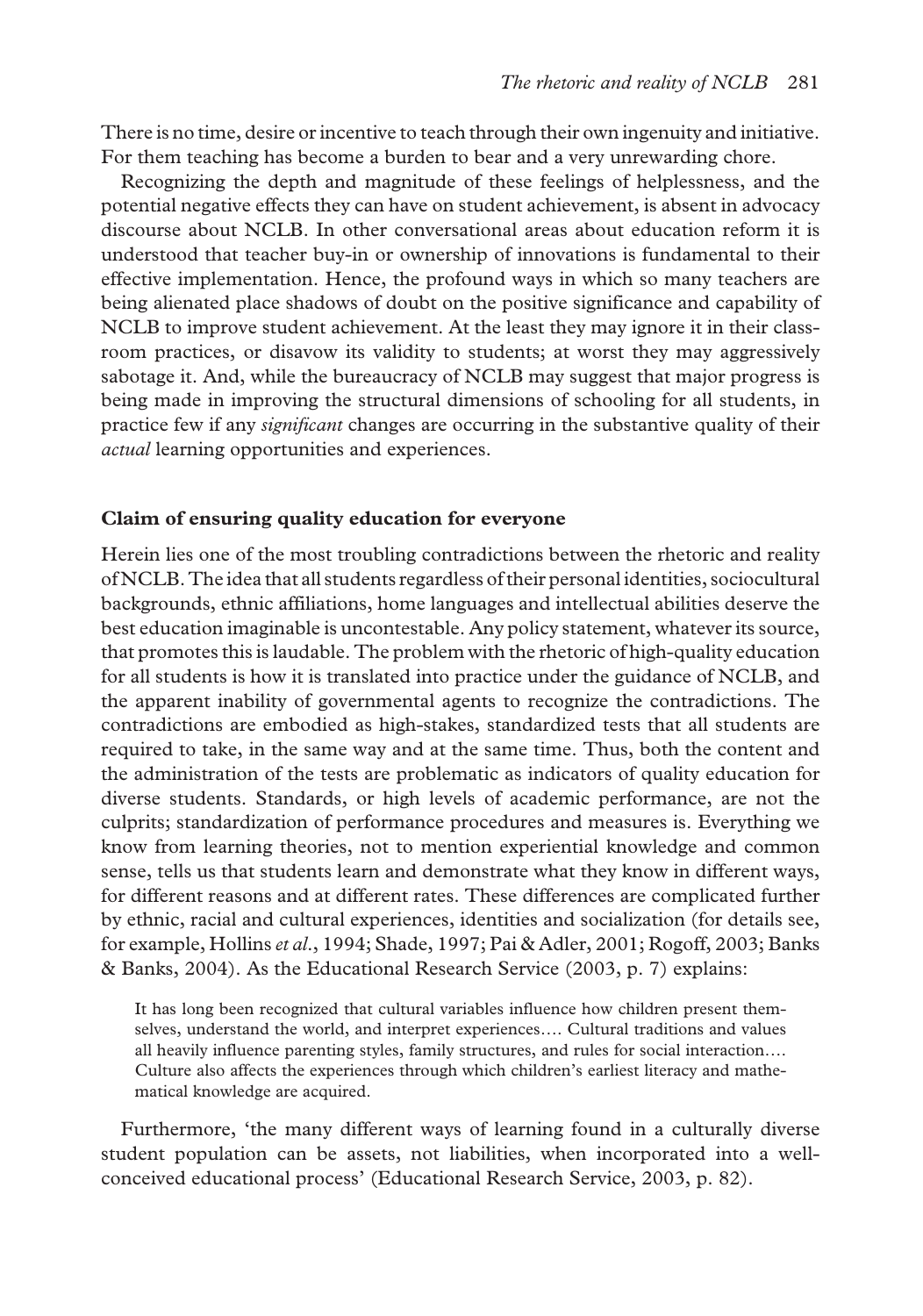There is no time, desire or incentive to teach through their own ingenuity and initiative. For them teaching has become a burden to bear and a very unrewarding chore.

Recognizing the depth and magnitude of these feelings of helplessness, and the potential negative effects they can have on student achievement, is absent in advocacy discourse about NCLB. In other conversational areas about education reform it is understood that teacher buy-in or ownership of innovations is fundamental to their effective implementation. Hence, the profound ways in which so many teachers are being alienated place shadows of doubt on the positive significance and capability of NCLB to improve student achievement. At the least they may ignore it in their classroom practices, or disavow its validity to students; at worst they may aggressively sabotage it. And, while the bureaucracy of NCLB may suggest that major progress is being made in improving the structural dimensions of schooling for all students, in practice few if any *significant* changes are occurring in the substantive quality of their *actual* learning opportunities and experiences.

### Claim of ensuring quality education for everyone

Herein lies one of the most troubling contradictions between the rhetoric and reality of NCLB. The idea that all students regardless of their personal identities, sociocultural backgrounds, ethnic affiliations, home languages and intellectual abilities deserve the best education imaginable is uncontestable. Any policy statement, whatever its source, that promotes this is laudable. The problem with the rhetoric of high-quality education for all students is how it is translated into practice under the guidance of NCLB, and the apparent inability of governmental agents to recognize the contradictions. The contradictions are embodied as high-stakes, standardized tests that all students are required to take, in the same way and at the same time. Thus, both the content and the administration of the tests are problematic as indicators of quality education for diverse students. Standards, or high levels of academic performance, are not the culprits; standardization of performance procedures and measures is. Everything we know from learning theories, not to mention experiential knowledge and common sense, tells us that students learn and demonstrate what they know in different ways, for different reasons and at different rates. These differences are complicated further by ethnic, racial and cultural experiences, identities and socialization (for details see, for example, Hollins *et al.*, 1994; Shade, 1997; Pai & Adler, 2001; Rogoff, 2003; Banks & Banks, 2004). As the Educational Research Service (2003, p. 7) explains:

> It has long been recognized that cultural variables influence how children present themselves, understand the world, and interpret experiences…. Cultural traditions and values all heavily influence parenting styles, family structures, and rules for social interaction…. Culture also affects the experiences through which children's earliest literacy and mathematical knowledge are acquired.

Furthermore, 'the many different ways of learning found in a culturally diverse student population can be assets, not liabilities, when incorporated into a well-conceived educational process' (Educational Research Service, 2003, p. 82).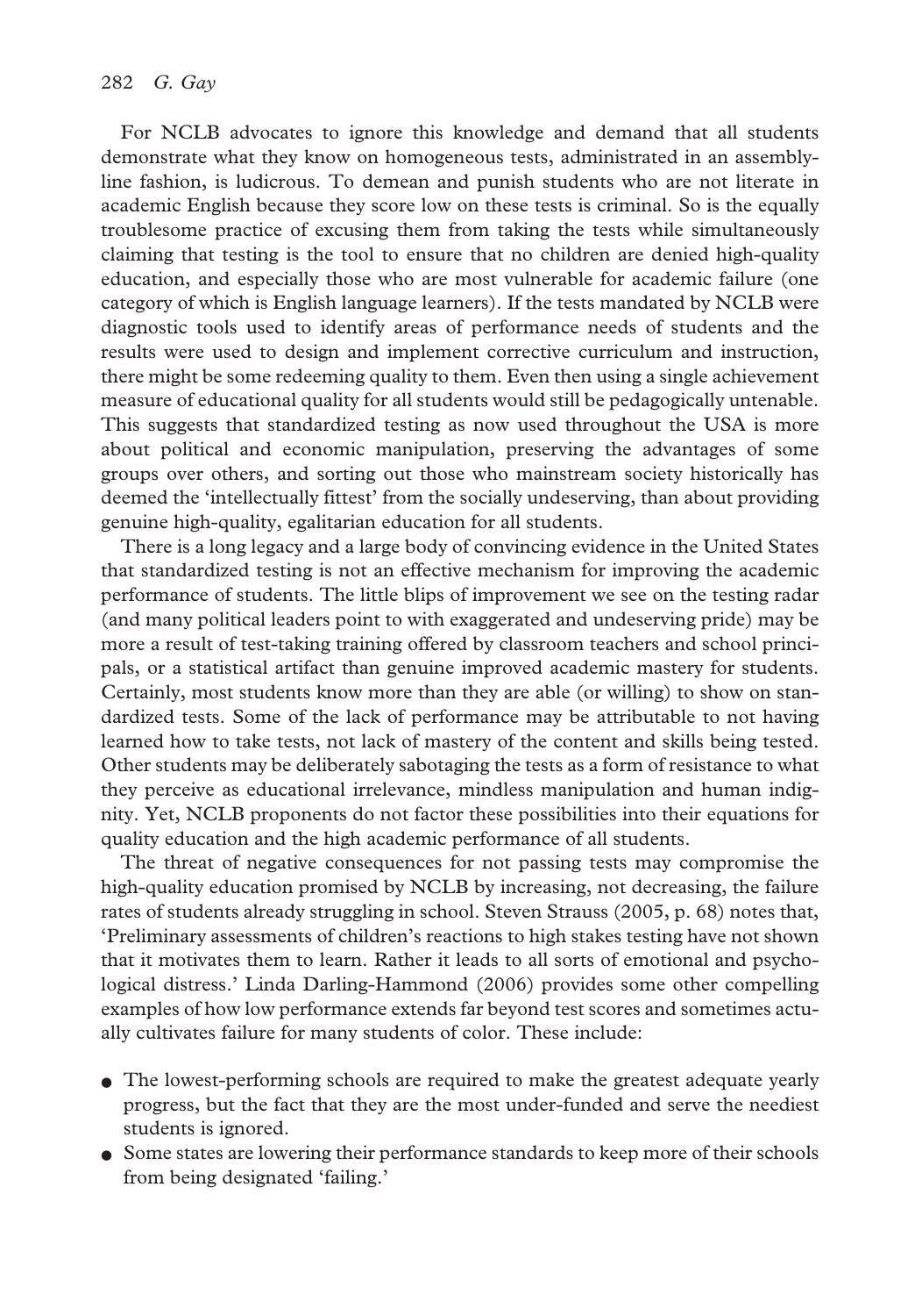For NCLB advocates to ignore this knowledge and demand that all students demonstrate what they know on homogeneous tests, administrated in an assembly-line fashion, is ludicrous. To demean and punish students who are not literate in academic English because they score low on these tests is criminal. So is the equally troublesome practice of excusing them from taking the tests while simultaneously claiming that testing is the tool to ensure that no children are denied high-quality education, and especially those who are most vulnerable for academic failure (one category of which is English language learners). If the tests mandated by NCLB were diagnostic tools used to identify areas of performance needs of students and the results were used to design and implement corrective curriculum and instruction, there might be some redeeming quality to them. Even then using a single achievement measure of educational quality for all students would still be pedagogically untenable. This suggests that standardized testing as now used throughout the USA is more about political and economic manipulation, preserving the advantages of some groups over others, and sorting out those who mainstream society historically has deemed the 'intellectually fittest' from the socially undeserving, than about providing genuine high-quality, egalitarian education for all students.

There is a long legacy and a large body of convincing evidence in the United States that standardized testing is not an effective mechanism for improving the academic performance of students. The little blips of improvement we see on the testing radar (and many political leaders point to with exaggerated and undeserving pride) may be more a result of test-taking training offered by classroom teachers and school principals, or a statistical artifact than genuine improved academic mastery for students. Certainly, most students know more than they are able (or willing) to show on standardized tests. Some of the lack of performance may be attributable to not having learned how to take tests, not lack of mastery of the content and skills being tested. Other students may be deliberately sabotaging the tests as a form of resistance to what they perceive as educational irrelevance, mindless manipulation and human indignity. Yet, NCLB proponents do not factor these possibilities into their equations for quality education and the high academic performance of all students.

The threat of negative consequences for not passing tests may compromise the high-quality education promised by NCLB by increasing, not decreasing, the failure rates of students already struggling in school. Steven Strauss (2005, p. 68) notes that, 'Preliminary assessments of children's reactions to high stakes testing have not shown that it motivates them to learn. Rather it leads to all sorts of emotional and psychological distress.' Linda Darling-Hammond (2006) provides some other compelling examples of how low performance extends far beyond test scores and sometimes actually cultivates failure for many students of color. These include:

- The lowest-performing schools are required to make the greatest adequate yearly progress, but the fact that they are the most under-funded and serve the neediest students is ignored.
- Some states are lowering their performance standards to keep more of their schools from being designated 'failing.'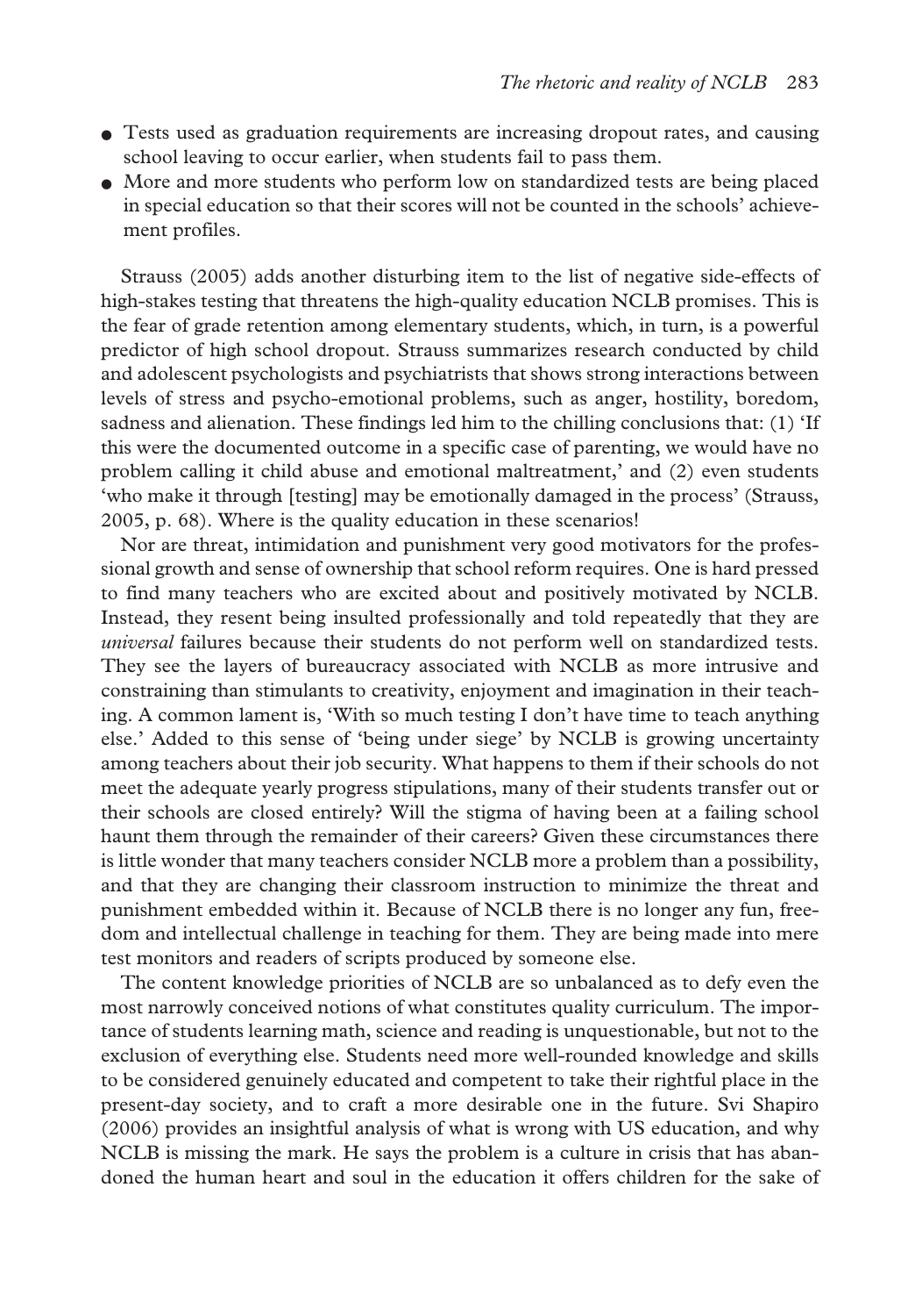- Tests used as graduation requirements are increasing dropout rates, and causing school leaving to occur earlier, when students fail to pass them.
- More and more students who perform low on standardized tests are being placed in special education so that their scores will not be counted in the schools' achievement profiles.

Strauss (2005) adds another disturbing item to the list of negative side-effects of high-stakes testing that threatens the high-quality education NCLB promises. This is the fear of grade retention among elementary students, which, in turn, is a powerful predictor of high school dropout. Strauss summarizes research conducted by child and adolescent psychologists and psychiatrists that shows strong interactions between levels of stress and psycho-emotional problems, such as anger, hostility, boredom, sadness and alienation. These findings led him to the chilling conclusions that: (1) 'If this were the documented outcome in a specific case of parenting, we would have no problem calling it child abuse and emotional maltreatment,' and (2) even students 'who make it through [testing] may be emotionally damaged in the process' (Strauss, 2005, p. 68). Where is the quality education in these scenarios!

Nor are threat, intimidation and punishment very good motivators for the professional growth and sense of ownership that school reform requires. One is hard pressed to find many teachers who are excited about and positively motivated by NCLB. Instead, they resent being insulted professionally and told repeatedly that they are *universal* failures because their students do not perform well on standardized tests. They see the layers of bureaucracy associated with NCLB as more intrusive and constraining than stimulants to creativity, enjoyment and imagination in their teaching. A common lament is, 'With so much testing I don't have time to teach anything else.' Added to this sense of 'being under siege' by NCLB is growing uncertainty among teachers about their job security. What happens to them if their schools do not meet the adequate yearly progress stipulations, many of their students transfer out or their schools are closed entirely? Will the stigma of having been at a failing school haunt them through the remainder of their careers? Given these circumstances there is little wonder that many teachers consider NCLB more a problem than a possibility, and that they are changing their classroom instruction to minimize the threat and punishment embedded within it. Because of NCLB there is no longer any fun, freedom and intellectual challenge in teaching for them. They are being made into mere test monitors and readers of scripts produced by someone else.

The content knowledge priorities of NCLB are so unbalanced as to defy even the most narrowly conceived notions of what constitutes quality curriculum. The importance of students learning math, science and reading is unquestionable, but not to the exclusion of everything else. Students need more well-rounded knowledge and skills to be considered genuinely educated and competent to take their rightful place in the present-day society, and to craft a more desirable one in the future. Svi Shapiro (2006) provides an insightful analysis of what is wrong with US education, and why NCLB is missing the mark. He says the problem is a culture in crisis that has abandoned the human heart and soul in the education it offers children for the sake of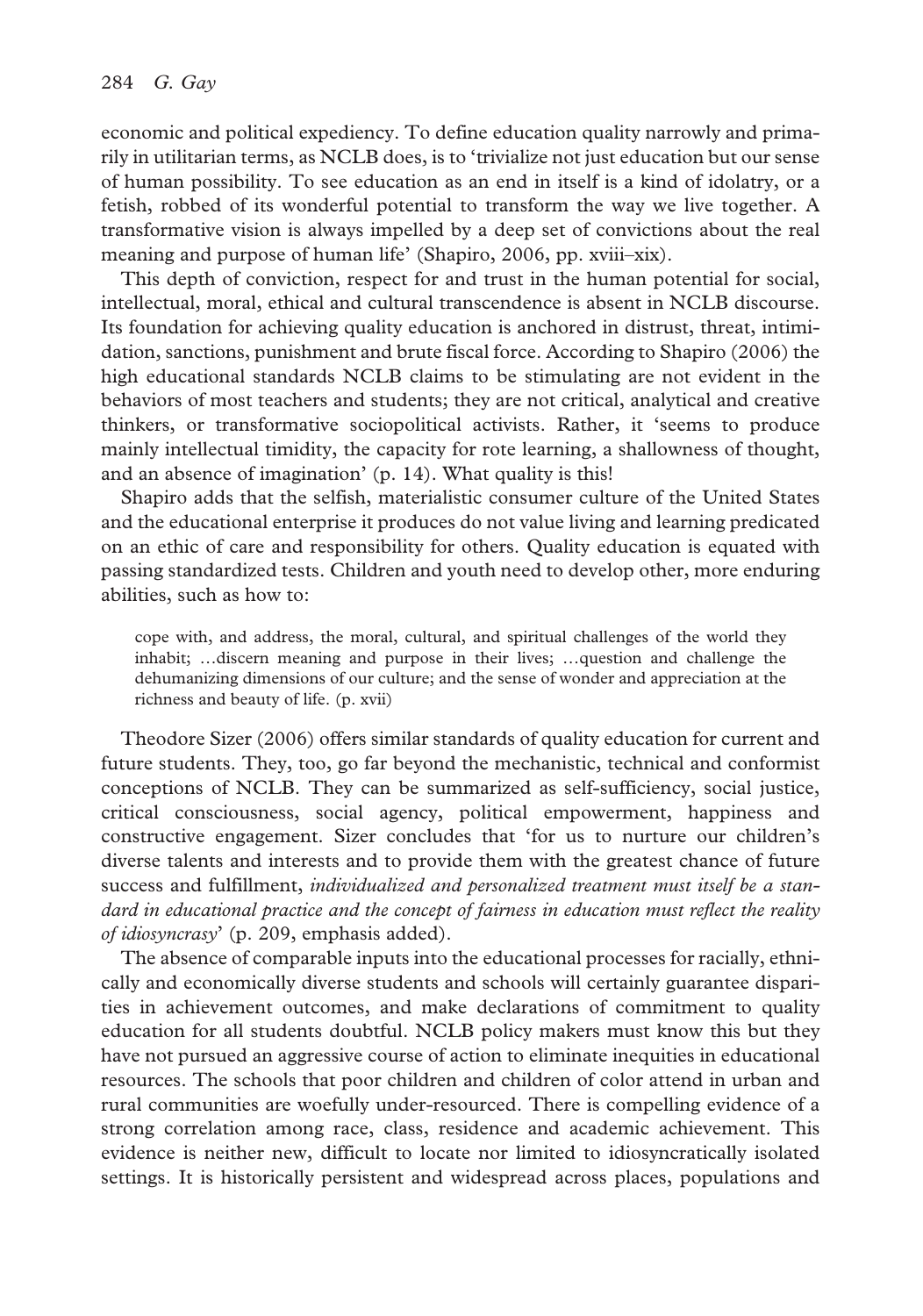economic and political expediency. To define education quality narrowly and primarily in utilitarian terms, as NCLB does, is to 'trivialize not just education but our sense of human possibility. To see education as an end in itself is a kind of idolatry, or a fetish, robbed of its wonderful potential to transform the way we live together. A transformative vision is always impelled by a deep set of convictions about the real meaning and purpose of human life' (Shapiro, 2006, pp. xviii–xix).

This depth of conviction, respect for and trust in the human potential for social, intellectual, moral, ethical and cultural transcendence is absent in NCLB discourse. Its foundation for achieving quality education is anchored in distrust, threat, intimidation, sanctions, punishment and brute fiscal force. According to Shapiro (2006) the high educational standards NCLB claims to be stimulating are not evident in the behaviors of most teachers and students; they are not critical, analytical and creative thinkers, or transformative sociopolitical activists. Rather, it 'seems to produce mainly intellectual timidity, the capacity for rote learning, a shallowness of thought, and an absence of imagination' (p. 14). What quality is this!

Shapiro adds that the selfish, materialistic consumer culture of the United States and the educational enterprise it produces do not value living and learning predicated on an ethic of care and responsibility for others. Quality education is equated with passing standardized tests. Children and youth need to develop other, more enduring abilities, such as how to:

> cope with, and address, the moral, cultural, and spiritual challenges of the world they inhabit; …discern meaning and purpose in their lives; …question and challenge the dehumanizing dimensions of our culture; and the sense of wonder and appreciation at the richness and beauty of life. (p. xvii)

Theodore Sizer (2006) offers similar standards of quality education for current and future students. They, too, go far beyond the mechanistic, technical and conformist conceptions of NCLB. They can be summarized as self-sufficiency, social justice, critical consciousness, social agency, political empowerment, happiness and constructive engagement. Sizer concludes that 'for us to nurture our children's diverse talents and interests and to provide them with the greatest chance of future success and fulfillment, *individualized and personalized treatment must itself be a standard in educational practice and the concept of fairness in education must reflect the reality of idiosyncrasy*' (p. 209, emphasis added).

The absence of comparable inputs into the educational processes for racially, ethnically and economically diverse students and schools will certainly guarantee disparities in achievement outcomes, and make declarations of commitment to quality education for all students doubtful. NCLB policy makers must know this but they have not pursued an aggressive course of action to eliminate inequities in educational resources. The schools that poor children and children of color attend in urban and rural communities are woefully under-resourced. There is compelling evidence of a strong correlation among race, class, residence and academic achievement. This evidence is neither new, difficult to locate nor limited to idiosyncratically isolated settings. It is historically persistent and widespread across places, populations and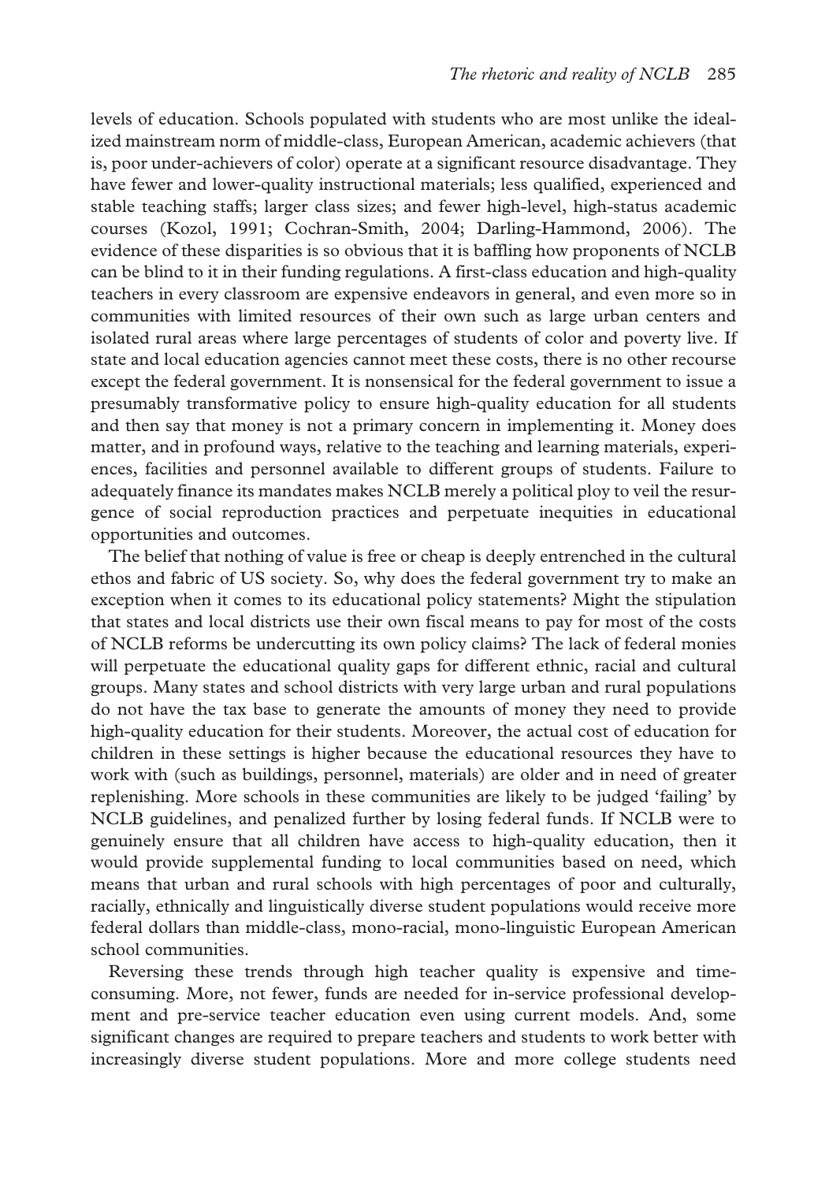levels of education. Schools populated with students who are most unlike the idealized mainstream norm of middle-class, European American, academic achievers (that is, poor under-achievers of color) operate at a significant resource disadvantage. They have fewer and lower-quality instructional materials; less qualified, experienced and stable teaching staffs; larger class sizes; and fewer high-level, high-status academic courses (Kozol, 1991; Cochran-Smith, 2004; Darling-Hammond, 2006). The evidence of these disparities is so obvious that it is baffling how proponents of NCLB can be blind to it in their funding regulations. A first-class education and high-quality teachers in every classroom are expensive endeavors in general, and even more so in communities with limited resources of their own such as large urban centers and isolated rural areas where large percentages of students of color and poverty live. If state and local education agencies cannot meet these costs, there is no other recourse except the federal government. It is nonsensical for the federal government to issue a presumably transformative policy to ensure high-quality education for all students and then say that money is not a primary concern in implementing it. Money does matter, and in profound ways, relative to the teaching and learning materials, experiences, facilities and personnel available to different groups of students. Failure to adequately finance its mandates makes NCLB merely a political ploy to veil the resurgence of social reproduction practices and perpetuate inequities in educational opportunities and outcomes.

The belief that nothing of value is free or cheap is deeply entrenched in the cultural ethos and fabric of US society. So, why does the federal government try to make an exception when it comes to its educational policy statements? Might the stipulation that states and local districts use their own fiscal means to pay for most of the costs of NCLB reforms be undercutting its own policy claims? The lack of federal monies will perpetuate the educational quality gaps for different ethnic, racial and cultural groups. Many states and school districts with very large urban and rural populations do not have the tax base to generate the amounts of money they need to provide high-quality education for their students. Moreover, the actual cost of education for children in these settings is higher because the educational resources they have to work with (such as buildings, personnel, materials) are older and in need of greater replenishing. More schools in these communities are likely to be judged 'failing' by NCLB guidelines, and penalized further by losing federal funds. If NCLB were to genuinely ensure that all children have access to high-quality education, then it would provide supplemental funding to local communities based on need, which means that urban and rural schools with high percentages of poor and culturally, racially, ethnically and linguistically diverse student populations would receive more federal dollars than middle-class, mono-racial, mono-linguistic European American school communities.

Reversing these trends through high teacher quality is expensive and time-consuming. More, not fewer, funds are needed for in-service professional development and pre-service teacher education even using current models. And, some significant changes are required to prepare teachers and students to work better with increasingly diverse student populations. More and more college students need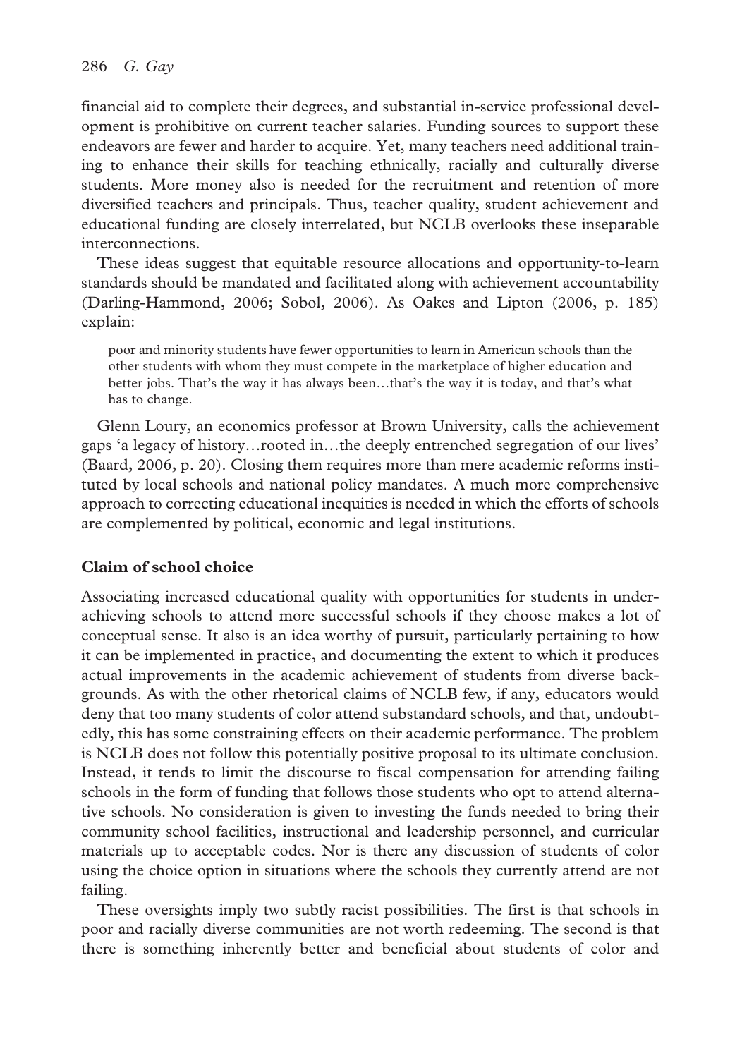financial aid to complete their degrees, and substantial in-service professional development is prohibitive on current teacher salaries. Funding sources to support these endeavors are fewer and harder to acquire. Yet, many teachers need additional training to enhance their skills for teaching ethnically, racially and culturally diverse students. More money also is needed for the recruitment and retention of more diversified teachers and principals. Thus, teacher quality, student achievement and educational funding are closely interrelated, but NCLB overlooks these inseparable interconnections.

These ideas suggest that equitable resource allocations and opportunity-to-learn standards should be mandated and facilitated along with achievement accountability (Darling-Hammond, 2006; Sobol, 2006). As Oakes and Lipton (2006, p. 185) explain:

> poor and minority students have fewer opportunities to learn in American schools than the other students with whom they must compete in the marketplace of higher education and better jobs. That's the way it has always been…that's the way it is today, and that's what has to change.

Glenn Loury, an economics professor at Brown University, calls the achievement gaps 'a legacy of history…rooted in…the deeply entrenched segregation of our lives' (Baard, 2006, p. 20). Closing them requires more than mere academic reforms instituted by local schools and national policy mandates. A much more comprehensive approach to correcting educational inequities is needed in which the efforts of schools are complemented by political, economic and legal institutions.

## Claim of school choice

Associating increased educational quality with opportunities for students in underachieving schools to attend more successful schools if they choose makes a lot of conceptual sense. It also is an idea worthy of pursuit, particularly pertaining to how it can be implemented in practice, and documenting the extent to which it produces actual improvements in the academic achievement of students from diverse backgrounds. As with the other rhetorical claims of NCLB few, if any, educators would deny that too many students of color attend substandard schools, and that, undoubtedly, this has some constraining effects on their academic performance. The problem is NCLB does not follow this potentially positive proposal to its ultimate conclusion. Instead, it tends to limit the discourse to fiscal compensation for attending failing schools in the form of funding that follows those students who opt to attend alternative schools. No consideration is given to investing the funds needed to bring their community school facilities, instructional and leadership personnel, and curricular materials up to acceptable codes. Nor is there any discussion of students of color using the choice option in situations where the schools they currently attend are not failing.

These oversights imply two subtly racist possibilities. The first is that schools in poor and racially diverse communities are not worth redeeming. The second is that there is something inherently better and beneficial about students of color and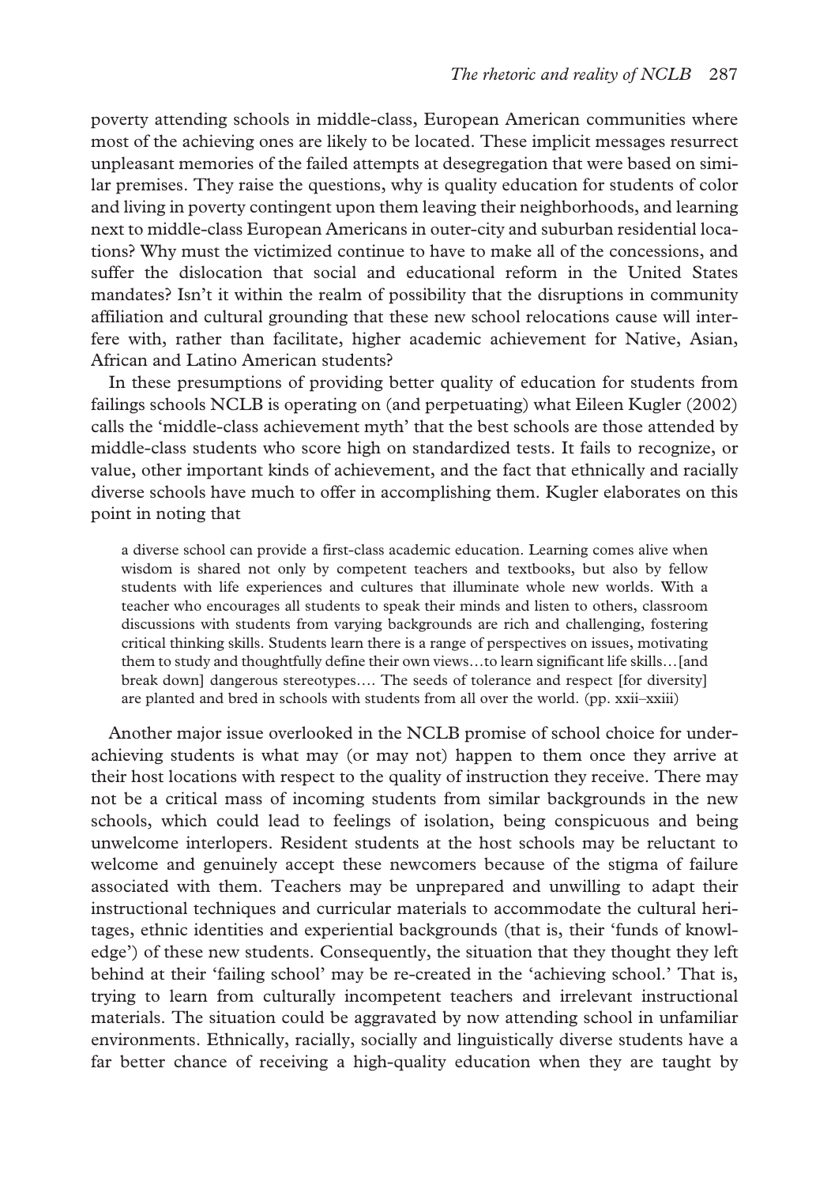poverty attending schools in middle-class, European American communities where most of the achieving ones are likely to be located. These implicit messages resurrect unpleasant memories of the failed attempts at desegregation that were based on similar premises. They raise the questions, why is quality education for students of color and living in poverty contingent upon them leaving their neighborhoods, and learning next to middle-class European Americans in outer-city and suburban residential locations? Why must the victimized continue to have to make all of the concessions, and suffer the dislocation that social and educational reform in the United States mandates? Isn't it within the realm of possibility that the disruptions in community affiliation and cultural grounding that these new school relocations cause will interfere with, rather than facilitate, higher academic achievement for Native, Asian, African and Latino American students?

In these presumptions of providing better quality of education for students from failings schools NCLB is operating on (and perpetuating) what Eileen Kugler (2002) calls the 'middle-class achievement myth' that the best schools are those attended by middle-class students who score high on standardized tests. It fails to recognize, or value, other important kinds of achievement, and the fact that ethnically and racially diverse schools have much to offer in accomplishing them. Kugler elaborates on this point in noting that

> a diverse school can provide a first-class academic education. Learning comes alive when wisdom is shared not only by competent teachers and textbooks, but also by fellow students with life experiences and cultures that illuminate whole new worlds. With a teacher who encourages all students to speak their minds and listen to others, classroom discussions with students from varying backgrounds are rich and challenging, fostering critical thinking skills. Students learn there is a range of perspectives on issues, motivating them to study and thoughtfully define their own views…to learn significant life skills…[and break down] dangerous stereotypes…. The seeds of tolerance and respect [for diversity] are planted and bred in schools with students from all over the world. (pp. xxii–xxiii)

Another major issue overlooked in the NCLB promise of school choice for underachieving students is what may (or may not) happen to them once they arrive at their host locations with respect to the quality of instruction they receive. There may not be a critical mass of incoming students from similar backgrounds in the new schools, which could lead to feelings of isolation, being conspicuous and being unwelcome interlopers. Resident students at the host schools may be reluctant to welcome and genuinely accept these newcomers because of the stigma of failure associated with them. Teachers may be unprepared and unwilling to adapt their instructional techniques and curricular materials to accommodate the cultural heritages, ethnic identities and experiential backgrounds (that is, their 'funds of knowledge') of these new students. Consequently, the situation that they thought they left behind at their 'failing school' may be re-created in the 'achieving school.' That is, trying to learn from culturally incompetent teachers and irrelevant instructional materials. The situation could be aggravated by now attending school in unfamiliar environments. Ethnically, racially, socially and linguistically diverse students have a far better chance of receiving a high-quality education when they are taught by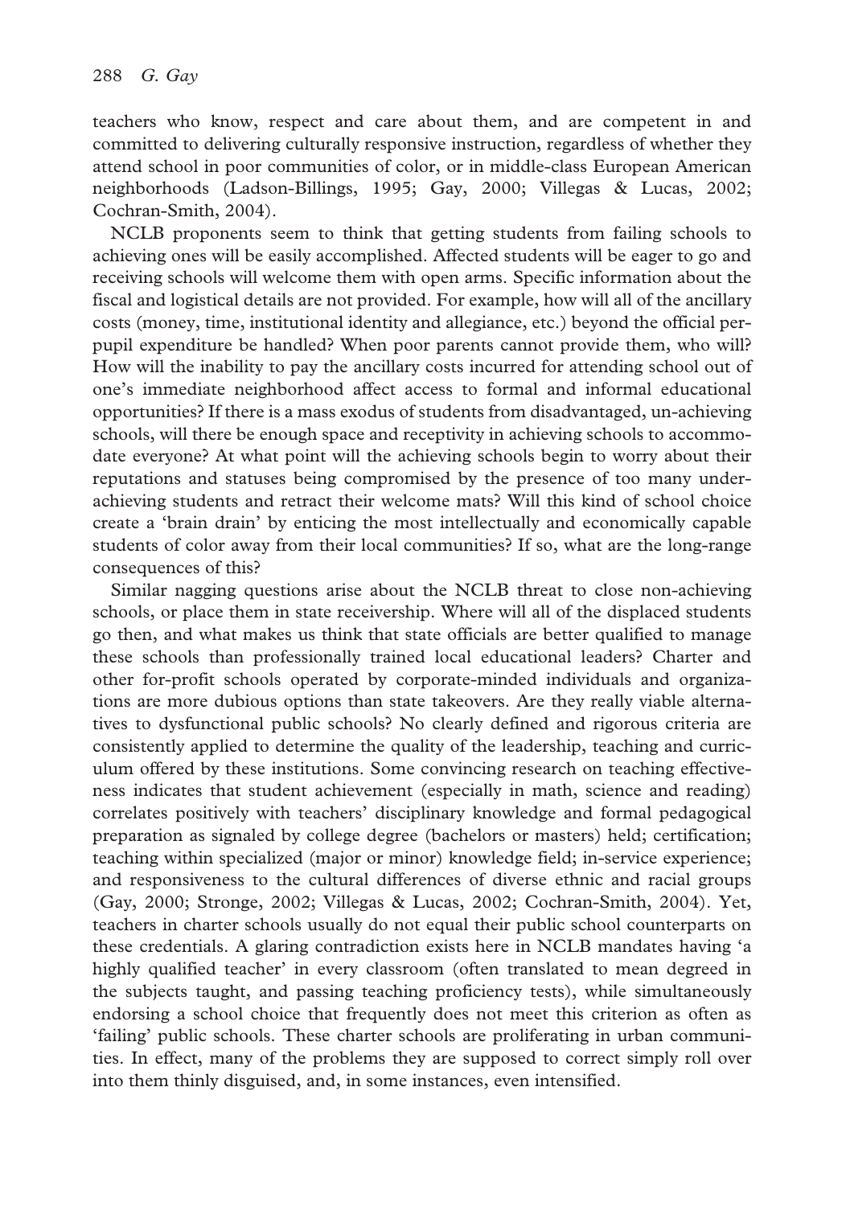teachers who know, respect and care about them, and are competent in and committed to delivering culturally responsive instruction, regardless of whether they attend school in poor communities of color, or in middle-class European American neighborhoods (Ladson-Billings, 1995; Gay, 2000; Villegas & Lucas, 2002; Cochran-Smith, 2004).

NCLB proponents seem to think that getting students from failing schools to achieving ones will be easily accomplished. Affected students will be eager to go and receiving schools will welcome them with open arms. Specific information about the fiscal and logistical details are not provided. For example, how will all of the ancillary costs (money, time, institutional identity and allegiance, etc.) beyond the official per-pupil expenditure be handled? When poor parents cannot provide them, who will? How will the inability to pay the ancillary costs incurred for attending school out of one's immediate neighborhood affect access to formal and informal educational opportunities? If there is a mass exodus of students from disadvantaged, un-achieving schools, will there be enough space and receptivity in achieving schools to accommodate everyone? At what point will the achieving schools begin to worry about their reputations and statuses being compromised by the presence of too many under-achieving students and retract their welcome mats? Will this kind of school choice create a 'brain drain' by enticing the most intellectually and economically capable students of color away from their local communities? If so, what are the long-range consequences of this?

Similar nagging questions arise about the NCLB threat to close non-achieving schools, or place them in state receivership. Where will all of the displaced students go then, and what makes us think that state officials are better qualified to manage these schools than professionally trained local educational leaders? Charter and other for-profit schools operated by corporate-minded individuals and organizations are more dubious options than state takeovers. Are they really viable alternatives to dysfunctional public schools? No clearly defined and rigorous criteria are consistently applied to determine the quality of the leadership, teaching and curriculum offered by these institutions. Some convincing research on teaching effectiveness indicates that student achievement (especially in math, science and reading) correlates positively with teachers' disciplinary knowledge and formal pedagogical preparation as signaled by college degree (bachelors or masters) held; certification; teaching within specialized (major or minor) knowledge field; in-service experience; and responsiveness to the cultural differences of diverse ethnic and racial groups (Gay, 2000; Stronge, 2002; Villegas & Lucas, 2002; Cochran-Smith, 2004). Yet, teachers in charter schools usually do not equal their public school counterparts on these credentials. A glaring contradiction exists here in NCLB mandates having 'a highly qualified teacher' in every classroom (often translated to mean degreed in the subjects taught, and passing teaching proficiency tests), while simultaneously endorsing a school choice that frequently does not meet this criterion as often as 'failing' public schools. These charter schools are proliferating in urban communities. In effect, many of the problems they are supposed to correct simply roll over into them thinly disguised, and, in some instances, even intensified.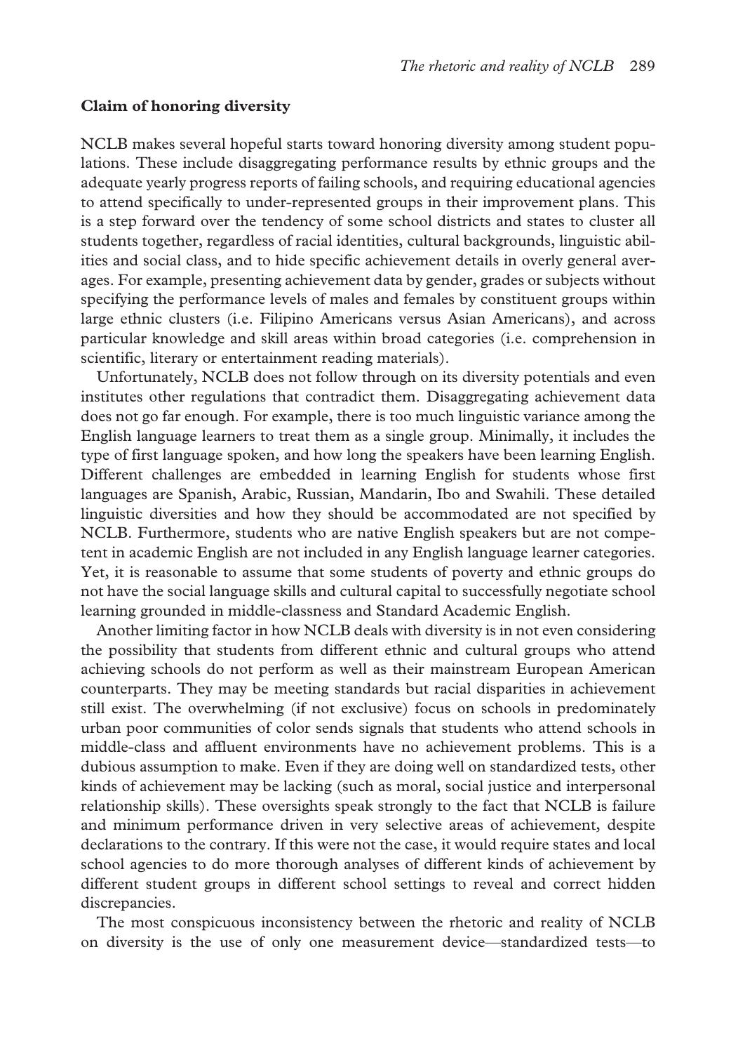**Claim of honoring diversity**

NCLB makes several hopeful starts toward honoring diversity among student populations. These include disaggregating performance results by ethnic groups and the adequate yearly progress reports of failing schools, and requiring educational agencies to attend specifically to under-represented groups in their improvement plans. This is a step forward over the tendency of some school districts and states to cluster all students together, regardless of racial identities, cultural backgrounds, linguistic abilities and social class, and to hide specific achievement details in overly general averages. For example, presenting achievement data by gender, grades or subjects without specifying the performance levels of males and females by constituent groups within large ethnic clusters (i.e. Filipino Americans versus Asian Americans), and across particular knowledge and skill areas within broad categories (i.e. comprehension in scientific, literary or entertainment reading materials).

Unfortunately, NCLB does not follow through on its diversity potentials and even institutes other regulations that contradict them. Disaggregating achievement data does not go far enough. For example, there is too much linguistic variance among the English language learners to treat them as a single group. Minimally, it includes the type of first language spoken, and how long the speakers have been learning English. Different challenges are embedded in learning English for students whose first languages are Spanish, Arabic, Russian, Mandarin, Ibo and Swahili. These detailed linguistic diversities and how they should be accommodated are not specified by NCLB. Furthermore, students who are native English speakers but are not competent in academic English are not included in any English language learner categories. Yet, it is reasonable to assume that some students of poverty and ethnic groups do not have the social language skills and cultural capital to successfully negotiate school learning grounded in middle-classness and Standard Academic English.

Another limiting factor in how NCLB deals with diversity is in not even considering the possibility that students from different ethnic and cultural groups who attend achieving schools do not perform as well as their mainstream European American counterparts. They may be meeting standards but racial disparities in achievement still exist. The overwhelming (if not exclusive) focus on schools in predominately urban poor communities of color sends signals that students who attend schools in middle-class and affluent environments have no achievement problems. This is a dubious assumption to make. Even if they are doing well on standardized tests, other kinds of achievement may be lacking (such as moral, social justice and interpersonal relationship skills). These oversights speak strongly to the fact that NCLB is failure and minimum performance driven in very selective areas of achievement, despite declarations to the contrary. If this were not the case, it would require states and local school agencies to do more thorough analyses of different kinds of achievement by different student groups in different school settings to reveal and correct hidden discrepancies.

The most conspicuous inconsistency between the rhetoric and reality of NCLB on diversity is the use of only one measurement device—standardized tests—to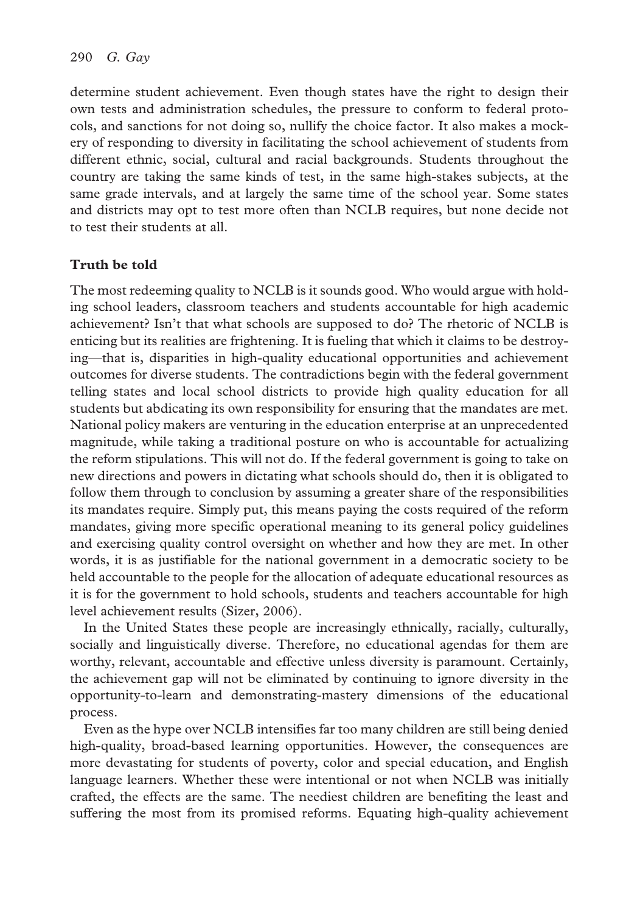determine student achievement. Even though states have the right to design their own tests and administration schedules, the pressure to conform to federal protocols, and sanctions for not doing so, nullify the choice factor. It also makes a mockery of responding to diversity in facilitating the school achievement of students from different ethnic, social, cultural and racial backgrounds. Students throughout the country are taking the same kinds of test, in the same high-stakes subjects, at the same grade intervals, and at largely the same time of the school year. Some states and districts may opt to test more often than NCLB requires, but none decide not to test their students at all.

## Truth be told

The most redeeming quality to NCLB is it sounds good. Who would argue with holding school leaders, classroom teachers and students accountable for high academic achievement? Isn't that what schools are supposed to do? The rhetoric of NCLB is enticing but its realities are frightening. It is fueling that which it claims to be destroying—that is, disparities in high-quality educational opportunities and achievement outcomes for diverse students. The contradictions begin with the federal government telling states and local school districts to provide high quality education for all students but abdicating its own responsibility for ensuring that the mandates are met. National policy makers are venturing in the education enterprise at an unprecedented magnitude, while taking a traditional posture on who is accountable for actualizing the reform stipulations. This will not do. If the federal government is going to take on new directions and powers in dictating what schools should do, then it is obligated to follow them through to conclusion by assuming a greater share of the responsibilities its mandates require. Simply put, this means paying the costs required of the reform mandates, giving more specific operational meaning to its general policy guidelines and exercising quality control oversight on whether and how they are met. In other words, it is as justifiable for the national government in a democratic society to be held accountable to the people for the allocation of adequate educational resources as it is for the government to hold schools, students and teachers accountable for high level achievement results (Sizer, 2006).

In the United States these people are increasingly ethnically, racially, culturally, socially and linguistically diverse. Therefore, no educational agendas for them are worthy, relevant, accountable and effective unless diversity is paramount. Certainly, the achievement gap will not be eliminated by continuing to ignore diversity in the opportunity-to-learn and demonstrating-mastery dimensions of the educational process.

Even as the hype over NCLB intensifies far too many children are still being denied high-quality, broad-based learning opportunities. However, the consequences are more devastating for students of poverty, color and special education, and English language learners. Whether these were intentional or not when NCLB was initially crafted, the effects are the same. The neediest children are benefiting the least and suffering the most from its promised reforms. Equating high-quality achievement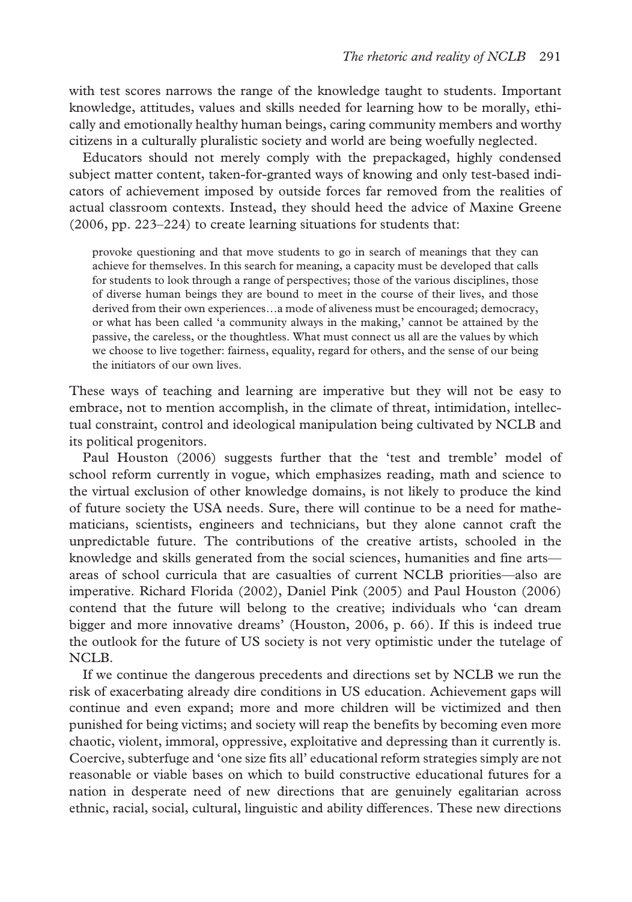with test scores narrows the range of the knowledge taught to students. Important knowledge, attitudes, values and skills needed for learning how to be morally, ethically and emotionally healthy human beings, caring community members and worthy citizens in a culturally pluralistic society and world are being woefully neglected.

Educators should not merely comply with the prepackaged, highly condensed subject matter content, taken-for-granted ways of knowing and only test-based indicators of achievement imposed by outside forces far removed from the realities of actual classroom contexts. Instead, they should heed the advice of Maxine Greene (2006, pp. 223–224) to create learning situations for students that:

> provoke questioning and that move students to go in search of meanings that they can achieve for themselves. In this search for meaning, a capacity must be developed that calls for students to look through a range of perspectives; those of the various disciplines, those of diverse human beings they are bound to meet in the course of their lives, and those derived from their own experiences…a mode of aliveness must be encouraged; democracy, or what has been called 'a community always in the making,' cannot be attained by the passive, the careless, or the thoughtless. What must connect us all are the values by which we choose to live together: fairness, equality, regard for others, and the sense of our being the initiators of our own lives.

These ways of teaching and learning are imperative but they will not be easy to embrace, not to mention accomplish, in the climate of threat, intimidation, intellectual constraint, control and ideological manipulation being cultivated by NCLB and its political progenitors.

Paul Houston (2006) suggests further that the 'test and tremble' model of school reform currently in vogue, which emphasizes reading, math and science to the virtual exclusion of other knowledge domains, is not likely to produce the kind of future society the USA needs. Sure, there will continue to be a need for mathematicians, scientists, engineers and technicians, but they alone cannot craft the unpredictable future. The contributions of the creative artists, schooled in the knowledge and skills generated from the social sciences, humanities and fine arts—areas of school curricula that are casualties of current NCLB priorities—also are imperative. Richard Florida (2002), Daniel Pink (2005) and Paul Houston (2006) contend that the future will belong to the creative; individuals who 'can dream bigger and more innovative dreams' (Houston, 2006, p. 66). If this is indeed true the outlook for the future of US society is not very optimistic under the tutelage of NCLB.

If we continue the dangerous precedents and directions set by NCLB we run the risk of exacerbating already dire conditions in US education. Achievement gaps will continue and even expand; more and more children will be victimized and then punished for being victims; and society will reap the benefits by becoming even more chaotic, violent, immoral, oppressive, exploitative and depressing than it currently is. Coercive, subterfuge and 'one size fits all' educational reform strategies simply are not reasonable or viable bases on which to build constructive educational futures for a nation in desperate need of new directions that are genuinely egalitarian across ethnic, racial, social, cultural, linguistic and ability differences. These new directions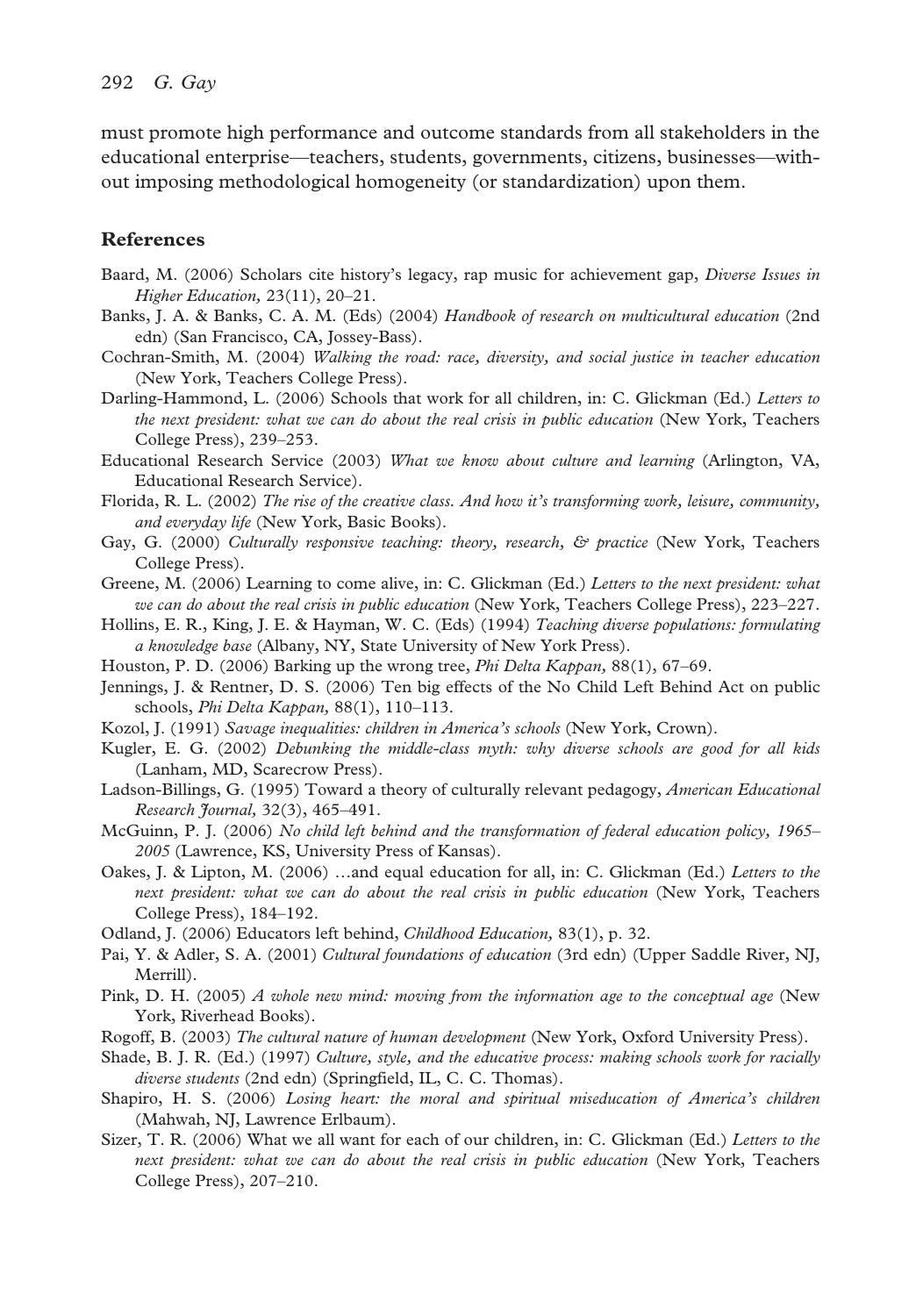must promote high performance and outcome standards from all stakeholders in the educational enterprise—teachers, students, governments, citizens, businesses—without imposing methodological homogeneity (or standardization) upon them.

## References

Baard, M. (2006) Scholars cite history's legacy, rap music for achievement gap, *Diverse Issues in Higher Education,* 23(11), 20–21.

Banks, J. A. & Banks, C. A. M. (Eds) (2004) *Handbook of research on multicultural education* (2nd edn) (San Francisco, CA, Jossey-Bass).

Cochran-Smith, M. (2004) *Walking the road: race, diversity, and social justice in teacher education* (New York, Teachers College Press).

Darling-Hammond, L. (2006) Schools that work for all children, in: C. Glickman (Ed.) *Letters to the next president: what we can do about the real crisis in public education* (New York, Teachers College Press), 239–253.

Educational Research Service (2003) *What we know about culture and learning* (Arlington, VA, Educational Research Service).

Florida, R. L. (2002) *The rise of the creative class. And how it's transforming work, leisure, community, and everyday life* (New York, Basic Books).

Gay, G. (2000) *Culturally responsive teaching: theory, research, & practice* (New York, Teachers College Press).

Greene, M. (2006) Learning to come alive, in: C. Glickman (Ed.) *Letters to the next president: what we can do about the real crisis in public education* (New York, Teachers College Press), 223–227.

Hollins, E. R., King, J. E. & Hayman, W. C. (Eds) (1994) *Teaching diverse populations: formulating a knowledge base* (Albany, NY, State University of New York Press).

Houston, P. D. (2006) Barking up the wrong tree, *Phi Delta Kappan,* 88(1), 67–69.

Jennings, J. & Rentner, D. S. (2006) Ten big effects of the No Child Left Behind Act on public schools, *Phi Delta Kappan,* 88(1), 110–113.

Kozol, J. (1991) *Savage inequalities: children in America's schools* (New York, Crown).

Kugler, E. G. (2002) *Debunking the middle-class myth: why diverse schools are good for all kids* (Lanham, MD, Scarecrow Press).

Ladson-Billings, G. (1995) Toward a theory of culturally relevant pedagogy, *American Educational Research Journal,* 32(3), 465–491.

McGuinn, P. J. (2006) *No child left behind and the transformation of federal education policy, 1965–2005* (Lawrence, KS, University Press of Kansas).

Oakes, J. & Lipton, M. (2006) …and equal education for all, in: C. Glickman (Ed.) *Letters to the next president: what we can do about the real crisis in public education* (New York, Teachers College Press), 184–192.

Odland, J. (2006) Educators left behind, *Childhood Education,* 83(1), p. 32.

Pai, Y. & Adler, S. A. (2001) *Cultural foundations of education* (3rd edn) (Upper Saddle River, NJ, Merrill).

Pink, D. H. (2005) *A whole new mind: moving from the information age to the conceptual age* (New York, Riverhead Books).

Rogoff, B. (2003) *The cultural nature of human development* (New York, Oxford University Press).

Shade, B. J. R. (Ed.) (1997) *Culture, style, and the educative process: making schools work for racially diverse students* (2nd edn) (Springfield, IL, C. C. Thomas).

Shapiro, H. S. (2006) *Losing heart: the moral and spiritual miseducation of America's children* (Mahwah, NJ, Lawrence Erlbaum).

Sizer, T. R. (2006) What we all want for each of our children, in: C. Glickman (Ed.) *Letters to the next president: what we can do about the real crisis in public education* (New York, Teachers College Press), 207–210.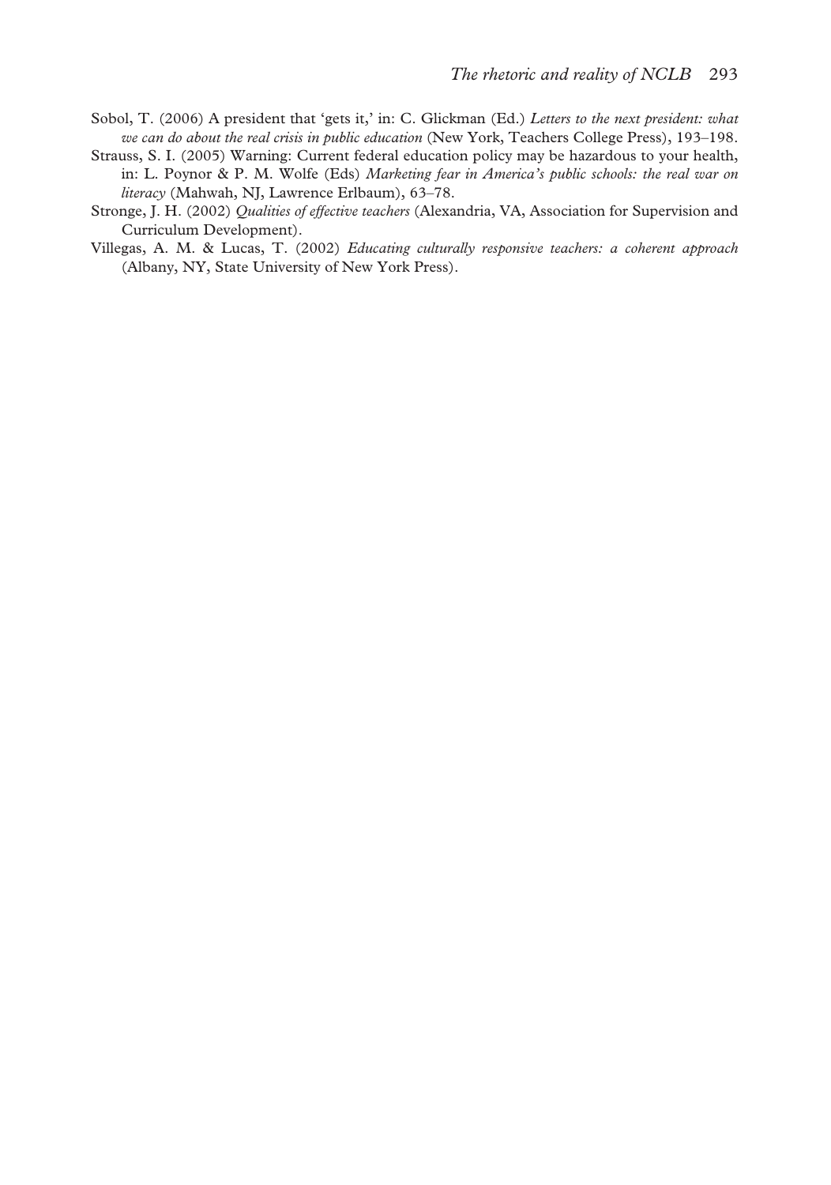Sobol, T. (2006) A president that 'gets it,' in: C. Glickman (Ed.) *Letters to the next president: what we can do about the real crisis in public education* (New York, Teachers College Press), 193–198.

Strauss, S. I. (2005) Warning: Current federal education policy may be hazardous to your health, in: L. Poynor & P. M. Wolfe (Eds) *Marketing fear in America's public schools: the real war on literacy* (Mahwah, NJ, Lawrence Erlbaum), 63–78.

Stronge, J. H. (2002) *Qualities of effective teachers* (Alexandria, VA, Association for Supervision and Curriculum Development).

Villegas, A. M. & Lucas, T. (2002) *Educating culturally responsive teachers: a coherent approach* (Albany, NY, State University of New York Press).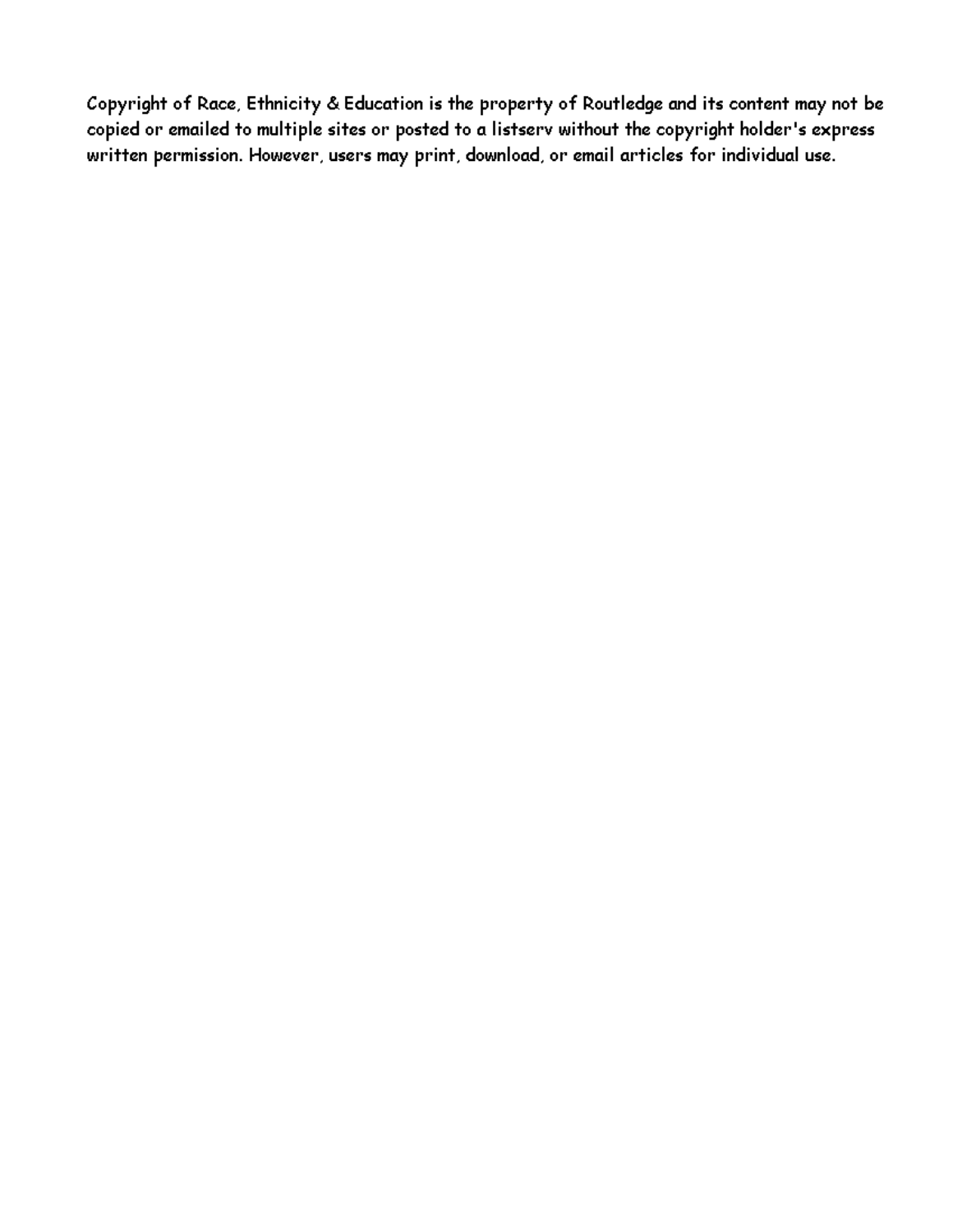Copyright of Race, Ethnicity & Education is the property of Routledge and its content may not be copied or emailed to multiple sites or posted to a listserv without the copyright holder's express written permission. However, users may print, download, or email articles for individual use.